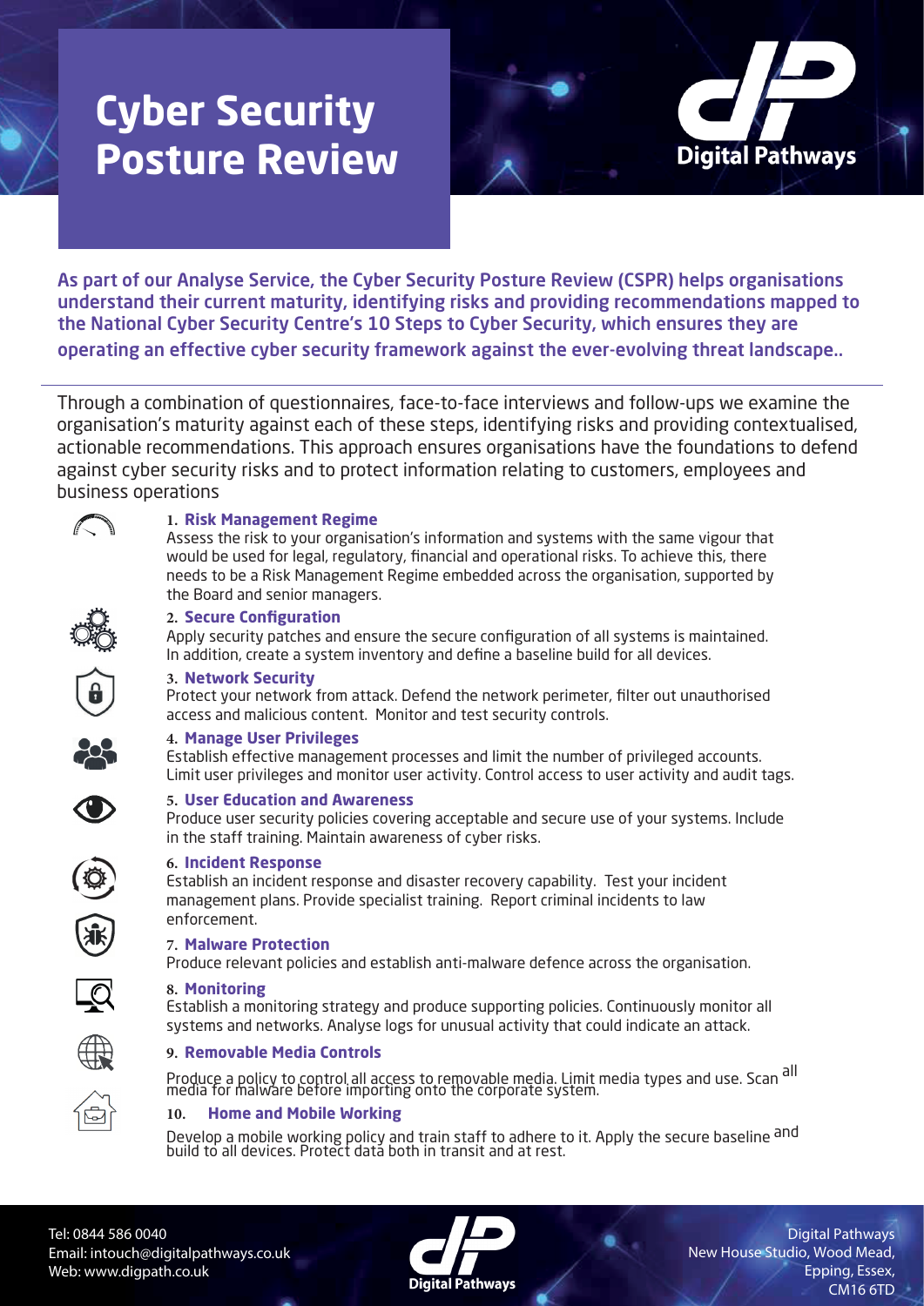# Cyber Security Posture Review

Digital Pathways

**As part of our Analyse Service, the Cyber Security Posture Review (CSPR) helps organisations understand their current maturity, identifying risks and providing recommendations mapped to the National Cyber Security Centre's 10 Steps to Cyber Security, which ensures they are operating an effective cyber security framework against the ever-evolving threat landscape..**

Through a combination of questionnaires, face-to-face interviews and follow-ups we examine the organisation's maturity against each of these steps, identifying risks and providing contextualised, actionable recommendations. This approach ensures organisations have the foundations to defend against cyber security risks and to protect information relating to customers, employees and business operations

1. **Risk Management Regime**
   Assess the risk to your organisation's information and systems with the same vigour that would be used for legal, regulatory, financial and operational risks. To achieve this, there needs to be a Risk Management Regime embedded across the organisation, supported by the Board and senior managers.

2. **Secure Configuration**
   Apply security patches and ensure the secure configuration of all systems is maintained. In addition, create a system inventory and define a baseline build for all devices.

3. **Network Security**
   Protect your network from attack. Defend the network perimeter, filter out unauthorised access and malicious content. Monitor and test security controls.

4. **Manage User Privileges**
   Establish effective management processes and limit the number of privileged accounts. Limit user privileges and monitor user activity. Control access to user activity and audit tags.

5. **User Education and Awareness**
   Produce user security policies covering acceptable and secure use of your systems. Include in the staff training. Maintain awareness of cyber risks.

6. **Incident Response**
   Establish an incident response and disaster recovery capability. Test your incident management plans. Provide specialist training. Report criminal incidents to law enforcement.

7. **Malware Protection**
   Produce relevant policies and establish anti-malware defence across the organisation.

8. **Monitoring**
   Establish a monitoring strategy and produce supporting policies. Continuously monitor all systems and networks. Analyse logs for unusual activity that could indicate an attack.

9. **Removable Media Controls**
   Produce a policy to control all access to removable media. Limit media types and use. Scan all media for malware before importing onto the corporate system.

10. **Home and Mobile Working**
    Develop a mobile working policy and train staff to adhere to it. Apply the secure baseline and build to all devices. Protect data both in transit and at rest.

Tel: 0844 586 0040
Email: intouch@digitalpathways.co.uk
Web: www.digpath.co.uk

Digital Pathways
New House Studio, Wood Mead,
Epping, Essex,
CM16 6TD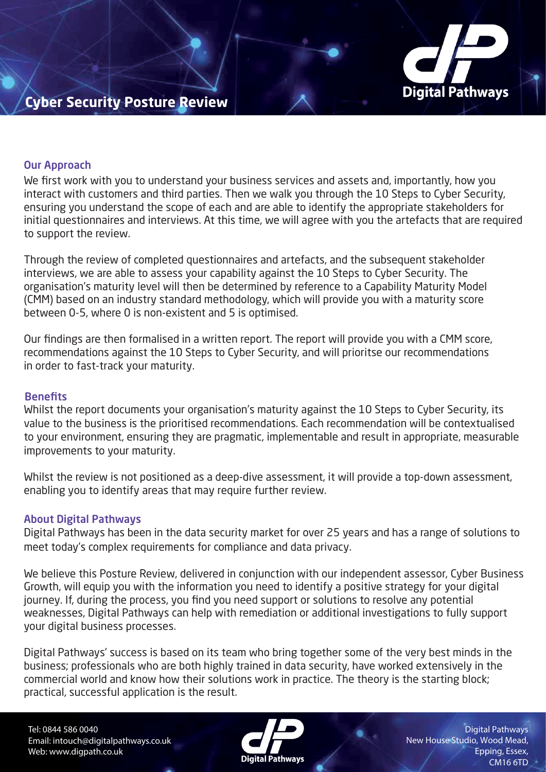# Cyber Security Posture Review

Digital Pathways

## Our Approach

We first work with you to understand your business services and assets and, importantly, how you interact with customers and third parties. Then we walk you through the 10 Steps to Cyber Security, ensuring you understand the scope of each and are able to identify the appropriate stakeholders for initial questionnaires and interviews. At this time, we will agree with you the artefacts that are required to support the review.

Through the review of completed questionnaires and artefacts, and the subsequent stakeholder interviews, we are able to assess your capability against the 10 Steps to Cyber Security. The organisation's maturity level will then be determined by reference to a Capability Maturity Model (CMM) based on an industry standard methodology, which will provide you with a maturity score between 0-5, where 0 is non-existent and 5 is optimised.

Our findings are then formalised in a written report. The report will provide you with a CMM score, recommendations against the 10 Steps to Cyber Security, and will prioritse our recommendations in order to fast-track your maturity.

## Benefits

Whilst the report documents your organisation's maturity against the 10 Steps to Cyber Security, its value to the business is the prioritised recommendations. Each recommendation will be contextualised to your environment, ensuring they are pragmatic, implementable and result in appropriate, measurable improvements to your maturity.

Whilst the review is not positioned as a deep-dive assessment, it will provide a top-down assessment, enabling you to identify areas that may require further review.

## About Digital Pathways

Digital Pathways has been in the data security market for over 25 years and has a range of solutions to meet today's complex requirements for compliance and data privacy.

We believe this Posture Review, delivered in conjunction with our independent assessor, Cyber Business Growth, will equip you with the information you need to identify a positive strategy for your digital journey. If, during the process, you find you need support or solutions to resolve any potential weaknesses, Digital Pathways can help with remediation or additional investigations to fully support your digital business processes.

Digital Pathways' success is based on its team who bring together some of the very best minds in the business; professionals who are both highly trained in data security, have worked extensively in the commercial world and know how their solutions work in practice. The theory is the starting block; practical, successful application is the result.

Tel: 0844 586 0040
Email: intouch@digitalpathways.co.uk
Web: www.digpath.co.uk

Digital Pathways
New House Studio, Wood Mead,
Epping, Essex,
CM16 6TD